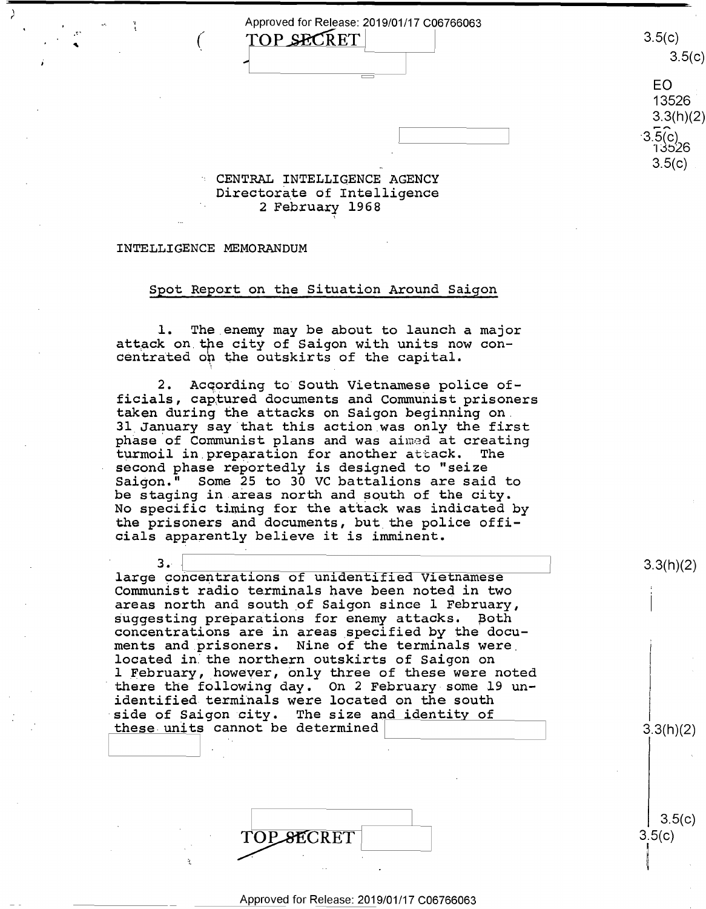TOP SECRET

CENTRAL INTELLIGENCE AGENCY
Directorate of Intelligence
2 February 1968

INTELLIGENCE MEMORANDUM

Spot Report on the Situation Around Saigon

1. The enemy may be about to launch a major attack on the city of Saigon with units now concentrated on the outskirts of the capital.

2. According to South Vietnamese police officials, captured documents and Communist prisoners taken during the attacks on Saigon beginning on 31 January say that this action was only the first phase of Communist plans and was aimed at creating turmoil in preparation for another attack. The second phase reportedly is designed to "seize Saigon." Some 25 to 30 VC battalions are said to be staging in areas north and south of the city. No specific timing for the attack was indicated by the prisoners and documents, but the police officials apparently believe it is imminent.

3. [redacted] large concentrations of unidentified Vietnamese Communist radio terminals have been noted in two areas north and south of Saigon since 1 February, suggesting preparations for enemy attacks. Both concentrations are in areas specified by the documents and prisoners. Nine of the terminals were located in the northern outskirts of Saigon on 1 February, however, only three of these were noted there the following day. On 2 February some 19 unidentified terminals were located on the south side of Saigon city. The size and identity of these units cannot be determined [redacted]

TOP SECRET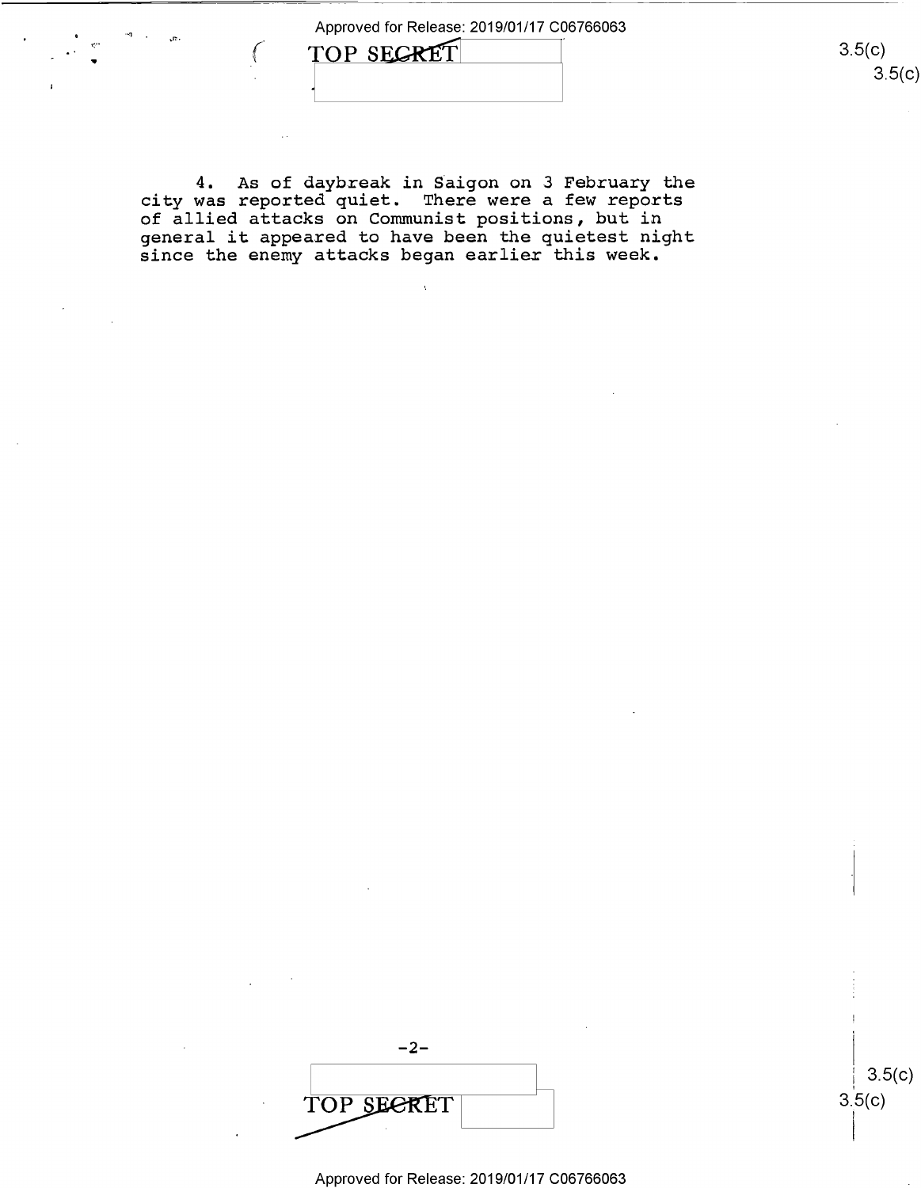TOP SECRET

4. As of daybreak in Saigon on 3 February the city was reported quiet. There were a few reports of allied attacks on Communist positions, but in general it appeared to have been the quietest night since the enemy attacks began earlier this week.

TOP SECRET